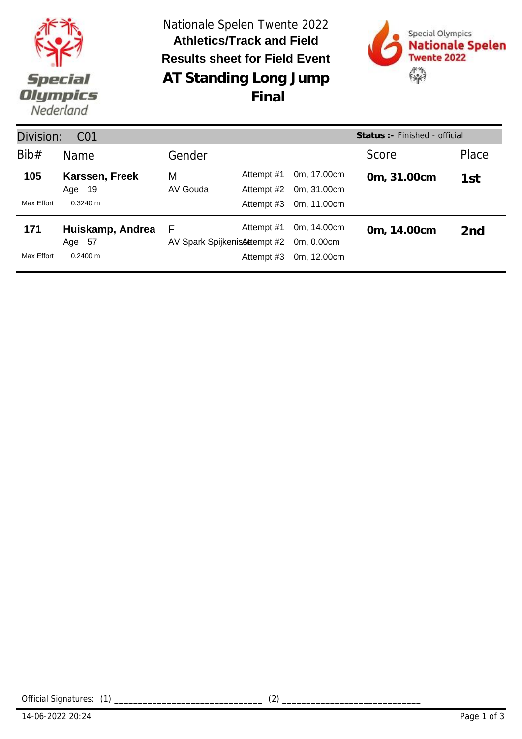Nationale Spelen Twente 2022

**Athletics/Track and Field**

**Results sheet for Field Event**

# AT Standing Long Jump

## Final

Special Olympics Nederland

Special Olympics Nationale Spelen Twente 2022

**Division: C01** — **Status :-** Finished - official

| Bib# | Name | Gender | Attempt | Result | Score | Place |
|---|---|---|---|---|---|---|
| **105** | **Karssen, Freek** | M | Attempt #1 | 0m, 17.00cm | **0m, 31.00cm** | **1st** |
| | Age 19 | AV Gouda | Attempt #2 | 0m, 31.00cm | | |
| Max Effort | 0.3240 m | | Attempt #3 | 0m, 11.00cm | | |
| **171** | **Huiskamp, Andrea** | F | Attempt #1 | 0m, 14.00cm | **0m, 14.00cm** | **2nd** |
| | Age 57 | AV Spark Spijkenisse | Attempt #2 | 0m, 0.00cm | | |
| Max Effort | 0.2400 m | | Attempt #3 | 0m, 12.00cm | | |

Official Signatures: (1) ______________________________ (2) ____________________________

14-06-2022 20:24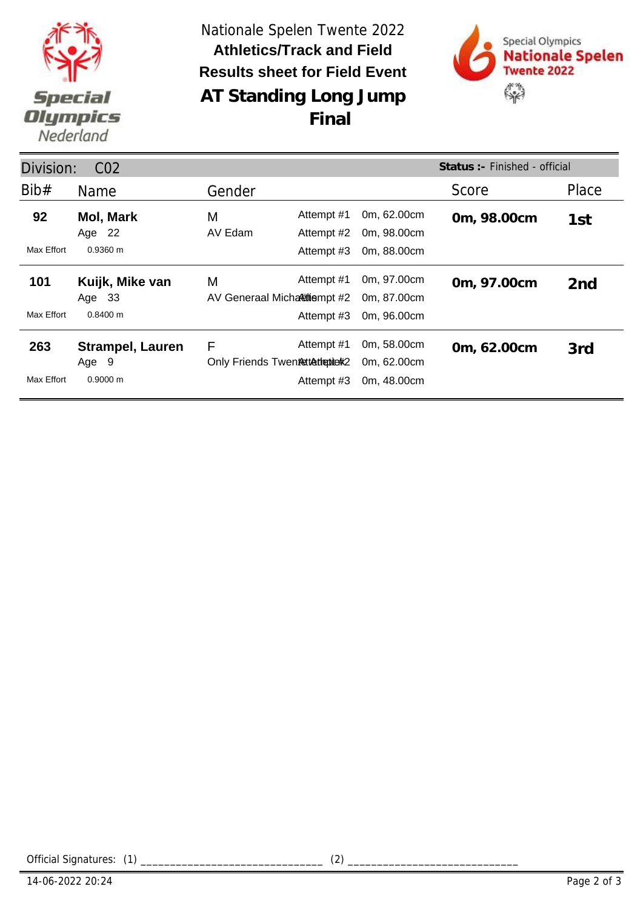Nationale Spelen Twente 2022

**Athletics/Track and Field**

**Results sheet for Field Event**

# AT Standing Long Jump

# Final

Division: C02 — **Status :-** Finished - official

| Bib# | Name | Gender | Attempt | Result | Score | Place |
|---|---|---|---|---|---|---|
| **92** | **Mol, Mark** | M | Attempt #1 | 0m, 62.00cm | **0m, 98.00cm** | **1st** |
| | Age 22 | AV Edam | Attempt #2 | 0m, 98.00cm | | |
| Max Effort | 0.9360 m | | Attempt #3 | 0m, 88.00cm | | |
| **101** | **Kuijk, Mike van** | M | Attempt #1 | 0m, 97.00cm | **0m, 97.00cm** | **2nd** |
| | Age 33 | AV Generaal Michaëlis | Attempt #2 | 0m, 87.00cm | | |
| Max Effort | 0.8400 m | | Attempt #3 | 0m, 96.00cm | | |
| **263** | **Strampel, Lauren** | F | Attempt #1 | 0m, 58.00cm | **0m, 62.00cm** | **3rd** |
| | Age 9 | Only Friends Twente Atletiek | Attempt #2 | 0m, 62.00cm | | |
| Max Effort | 0.9000 m | | Attempt #3 | 0m, 48.00cm | | |

Official Signatures: (1) ______________________________ (2) ____________________________

14-06-2022 20:24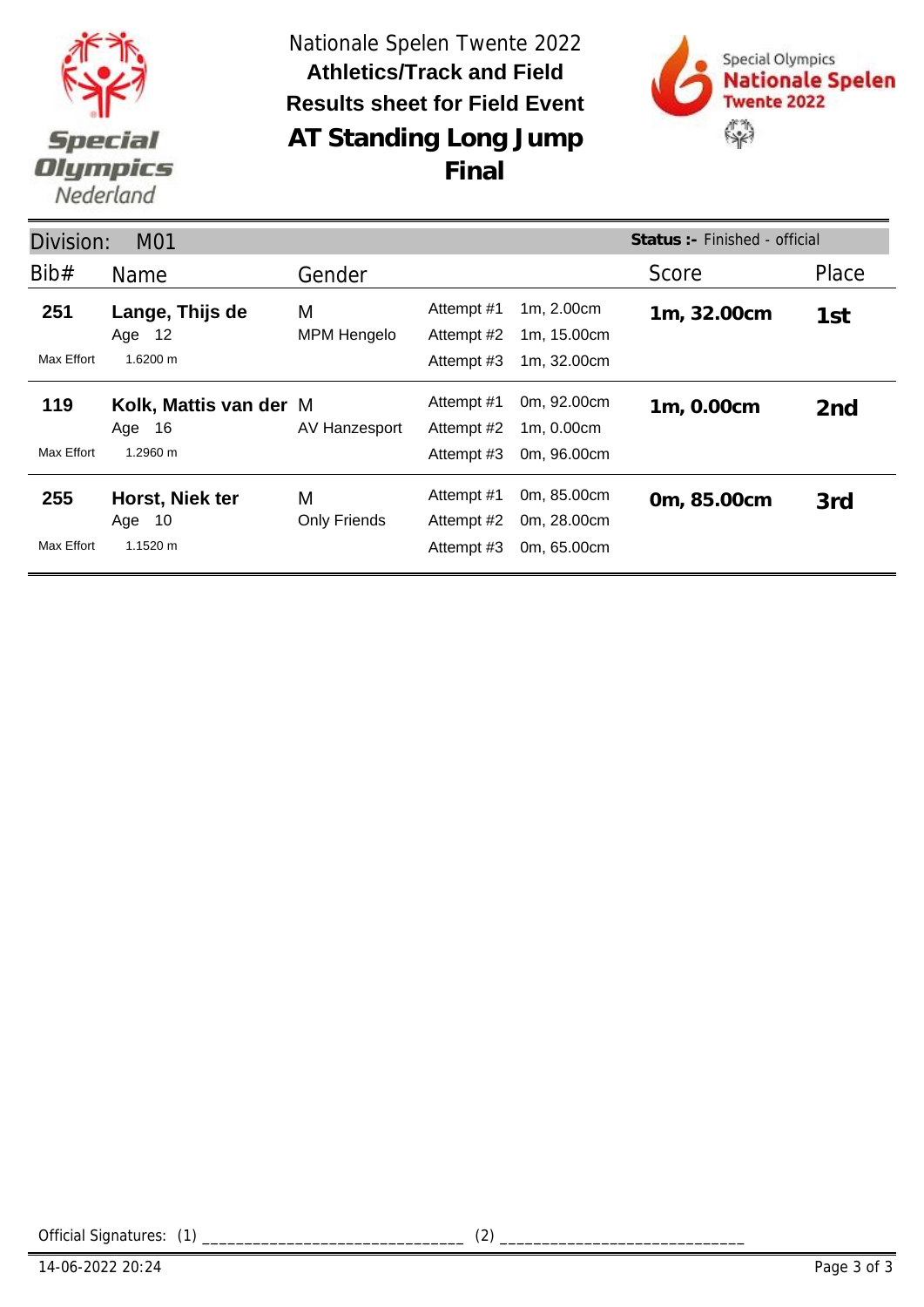Nationale Spelen Twente 2022

**Athletics/Track and Field**

**Results sheet for Field Event**

# AT Standing Long Jump

## Final

Special Olympics Nederland

Special Olympics Nationale Spelen Twente 2022

Division: M01 — **Status :-** Finished - official

| Bib# | Name | Gender | | | Score | Place |
|---|---|---|---|---|---|---|
| **251** | **Lange, Thijs de** | M | Attempt #1 | 1m, 2.00cm | **1m, 32.00cm** | **1st** |
| | Age 12 | MPM Hengelo | Attempt #2 | 1m, 15.00cm | | |
| Max Effort | 1.6200 m | | Attempt #3 | 1m, 32.00cm | | |
| **119** | **Kolk, Mattis van der** | M | Attempt #1 | 0m, 92.00cm | **1m, 0.00cm** | **2nd** |
| | Age 16 | AV Hanzesport | Attempt #2 | 1m, 0.00cm | | |
| Max Effort | 1.2960 m | | Attempt #3 | 0m, 96.00cm | | |
| **255** | **Horst, Niek ter** | M | Attempt #1 | 0m, 85.00cm | **0m, 85.00cm** | **3rd** |
| | Age 10 | Only Friends | Attempt #2 | 0m, 28.00cm | | |
| Max Effort | 1.1520 m | | Attempt #3 | 0m, 65.00cm | | |

Official Signatures: (1) ______________________________ (2) ____________________________

14-06-2022 20:24